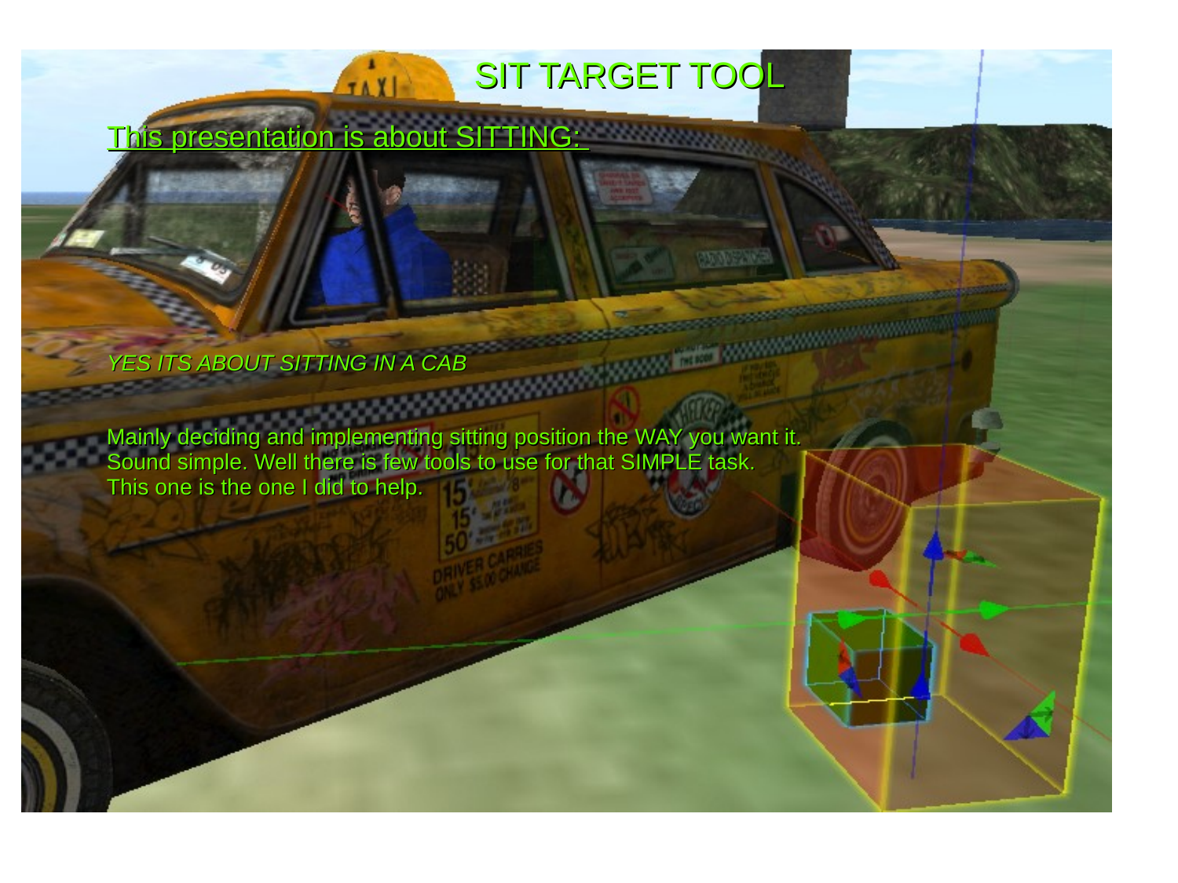# SIT TARGET TOOL

## This presentation is about SITTING:

*YES ITS ABOUT SITTING IN A CAB*

Mainly deciding and implementing sitting position the WAY you want it.
Sound simple. Well there is few tools to use for that SIMPLE task.
This one is the one I did to help.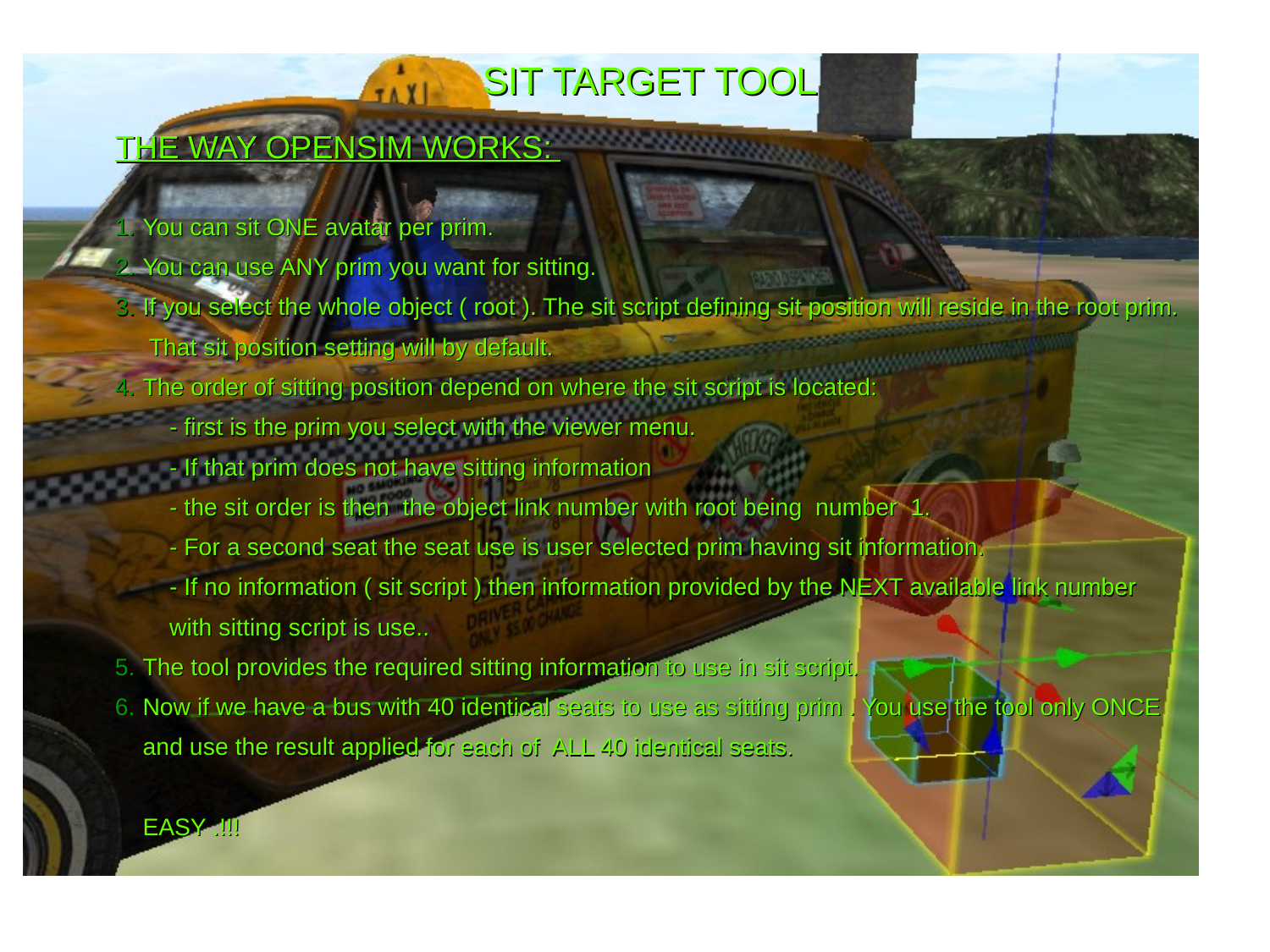# SIT TARGET TOOL

## THE WAY OPENSIM WORKS:

1. You can sit ONE avatar per prim.
2. You can use ANY prim you want for sitting.
3. If you select the whole object ( root ). The sit script defining sit position will reside in the root prim.
   That sit position setting will by default.
4. The order of sitting position depend on where the sit script is located:
   - first is the prim you select with the viewer menu.
   - If that prim does not have sitting information
   - the sit order is then the object link number with root being number 1.
   - For a second seat the seat use is user selected prim having sit information.
   - If no information ( sit script ) then information provided by the NEXT available link number with sitting script is use..
5. The tool provides the required sitting information to use in sit script.
6. Now if we have a bus with 40 identical seats to use as sitting prim . You use the tool only ONCE and use the result applied for each of ALL 40 identical seats.

EASY .!!!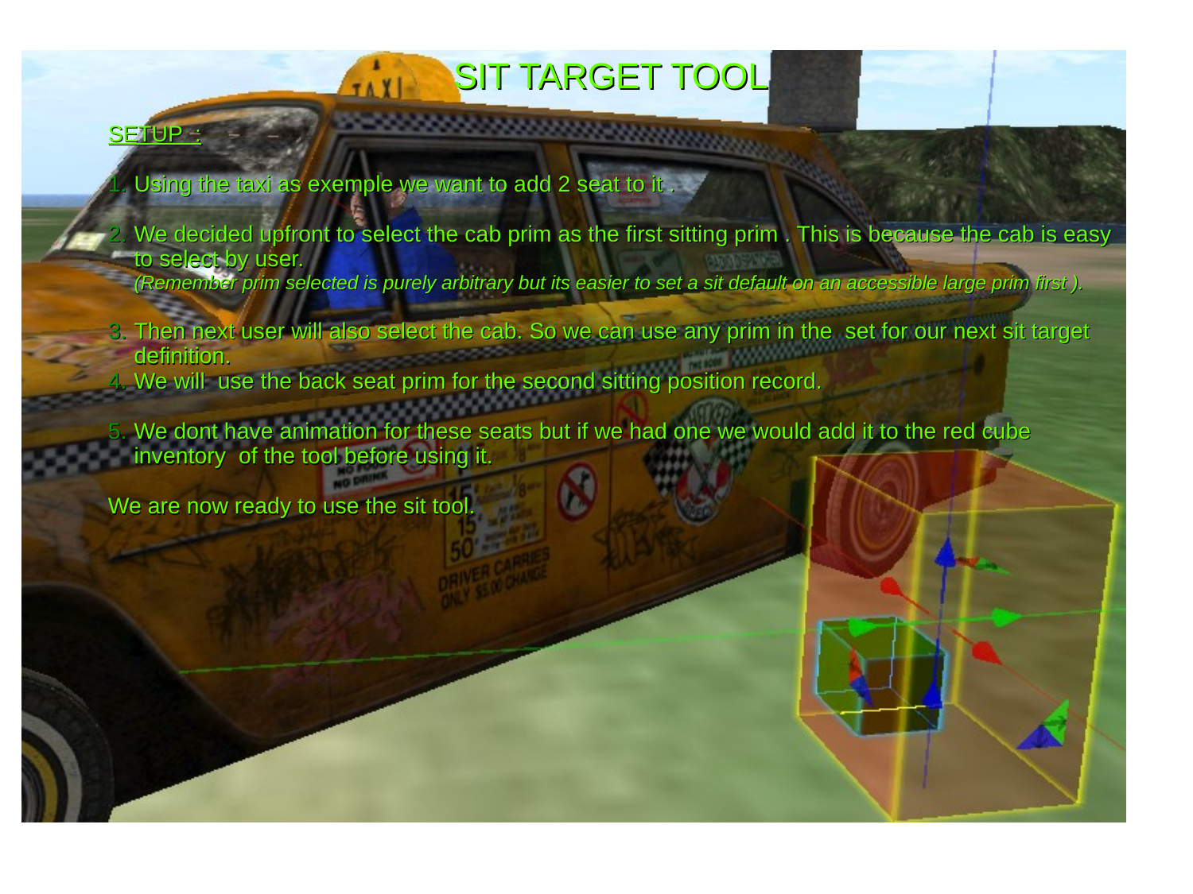# SIT TARGET TOOL

SETUP :

1. Using the taxi as exemple we want to add 2 seat to it .
2. We decided upfront to select the cab prim as the first sitting prim . This is because the cab is easy to select by user.
   *(Remember prim selected is purely arbitrary but its easier to set a sit default on an accessible large prim first ).*
3. Then next user will also select the cab. So we can use any prim in the set for our next sit target definition.
4. We will use the back seat prim for the second sitting position record.
5. We dont have animation for these seats but if we had one we would add it to the red cube inventory of the tool before using it.

We are now ready to use the sit tool.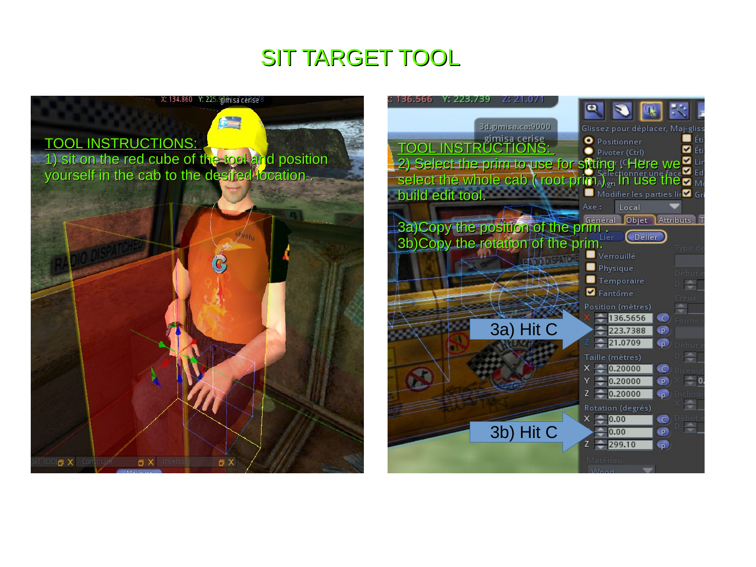# SIT TARGET TOOL

TOOL INSTRUCTIONS:

1) sit on the red cube of the tool and position yourself in the cab to the desired location .

TOOL INSTRUCTIONS:

2) Select the prim to use for sitting . Here we select the whole cab ( root prim ) . In use the build edit tool.

3a)Copy the position of the prim .

3b)Copy the rotation of the prim.

3a) Hit C

3b) Hit C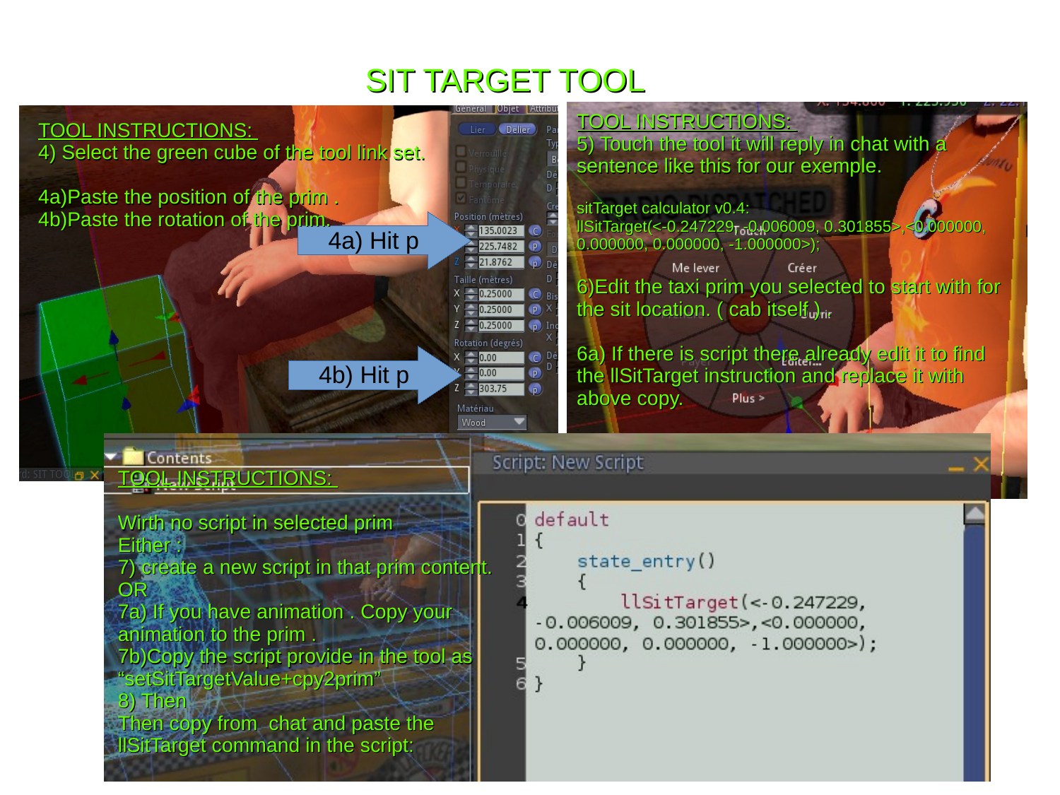# SIT TARGET TOOL

TOOL INSTRUCTIONS:

4) Select the green cube of the tool link set.

4a)Paste the position of the prim .

4b)Paste the rotation of the prim.

4a) Hit p

4b) Hit p

TOOL INSTRUCTIONS:

5) Touch the tool it will reply in chat with a sentence like this for our exemple.

sitTarget calculator v0.4:
llSitTarget(<-0.247229, -0.006009, 0.301855>,<0.000000, 0.000000, 0.000000, -1.000000>);

6)Edit the taxi prim you selected to start with for the sit location. ( cab itself )

6a) If there is script there already edit it to find the llSitTarget instruction and replace it with above copy.

TOOL INSTRUCTIONS:

Wirth no script in selected prim

Either :

7) create a new script in that prim content.

OR

7a) If you have animation . Copy your animation to the prim .

7b)Copy the script provide in the tool as "setSitTargetValue+cpy2prim"

8) Then

Then copy from chat and paste the llSitTarget command in the script:

Script: New Script

```
default
{
    state_entry()
    {
        llSitTarget(<-0.247229, -0.006009, 0.301855>,<0.000000, 0.000000, 0.000000, -1.000000>);
    }
}
```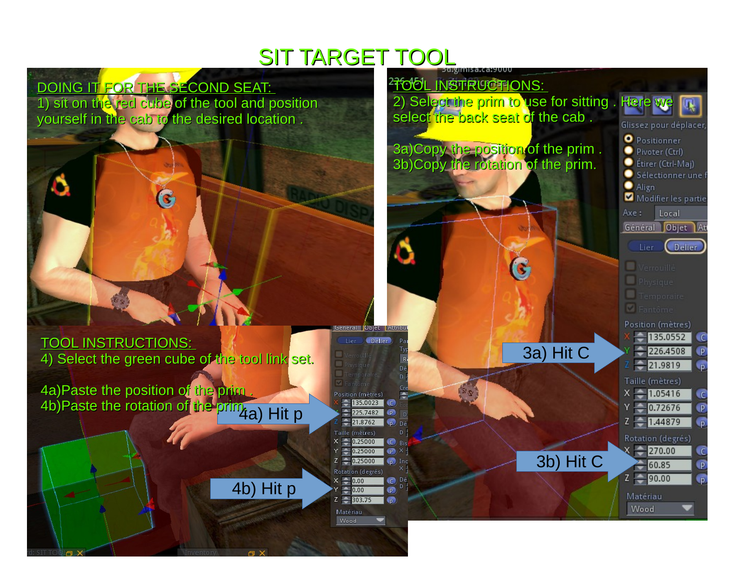# SIT TARGET TOOL

DOING IT FOR THE SECOND SEAT:

1) sit on the red cube of the tool and position yourself in the cab to the desired location .

TOOL INSTRUCTIONS:

2) Select the prim to use for sitting . Here we select the back seat of the cab .

3a)Copy the position of the prim .
3b)Copy the rotation of the prim.

3a) Hit C

3b) Hit C

TOOL INSTRUCTIONS:

4) Select the green cube of the tool link set.

4a)Paste the position of the prim .
4b)Paste the rotation of the prim.

4a) Hit p

4b) Hit p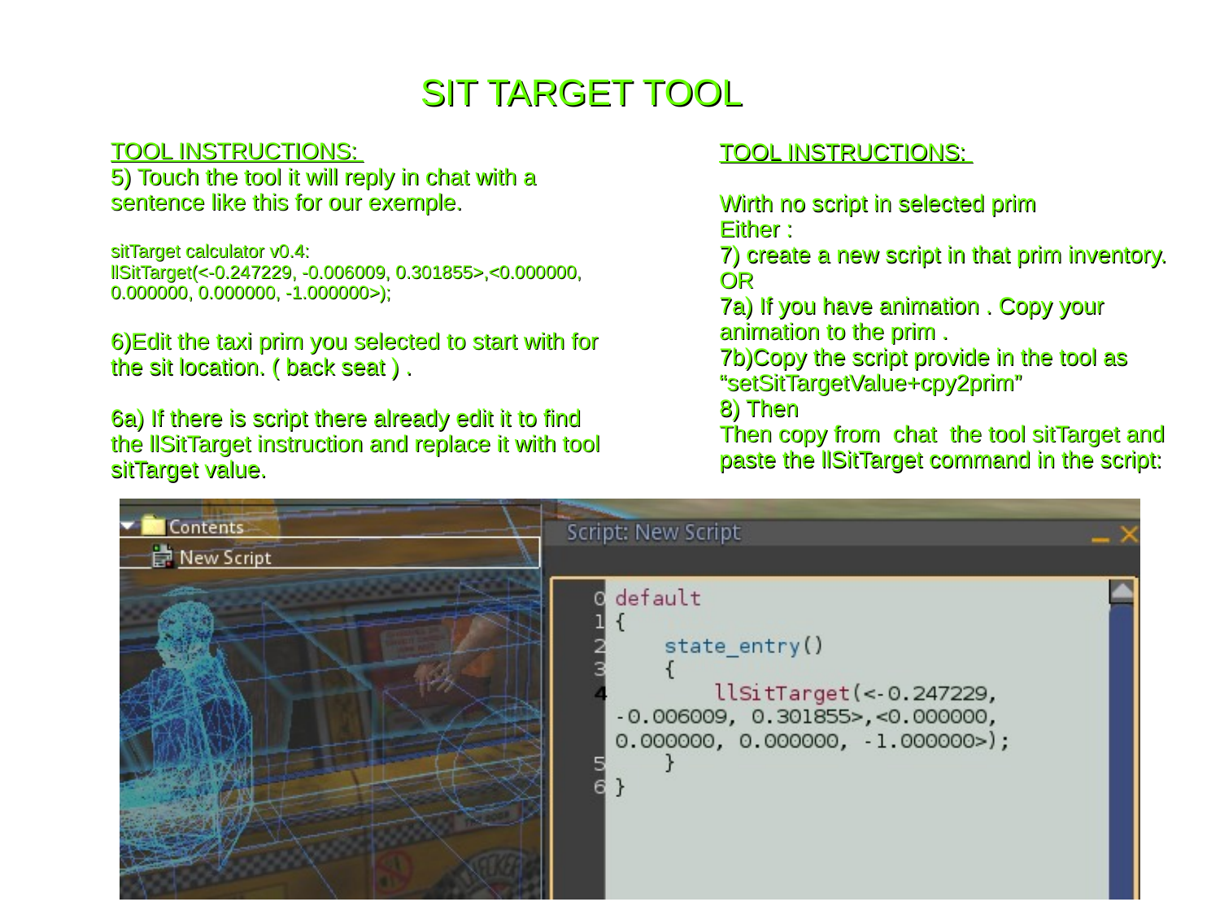# SIT TARGET TOOL

TOOL INSTRUCTIONS:

5) Touch the tool it will reply in chat with a sentence like this for our exemple.

sitTarget calculator v0.4:
llSitTarget(<-0.247229, -0.006009, 0.301855>,<0.000000, 0.000000, 0.000000, -1.000000>);

6)Edit the taxi prim you selected to start with for the sit location. ( back seat ) .

6a) If there is script there already edit it to find the llSitTarget instruction and replace it with tool sitTarget value.

TOOL INSTRUCTIONS:

Wirth no script in selected prim
Either :
7) create a new script in that prim inventory.
OR
7a) If you have animation . Copy your animation to the prim .
7b)Copy the script provide in the tool as “setSitTargetValue+cpy2prim”
8) Then
Then copy from chat the tool sitTarget and paste the llSitTarget command in the script:

```
default
{
    state_entry()
    {
        llSitTarget(<-0.247229, -0.006009, 0.301855>,<0.000000, 0.000000, 0.000000, -1.000000>);
    }
}
```